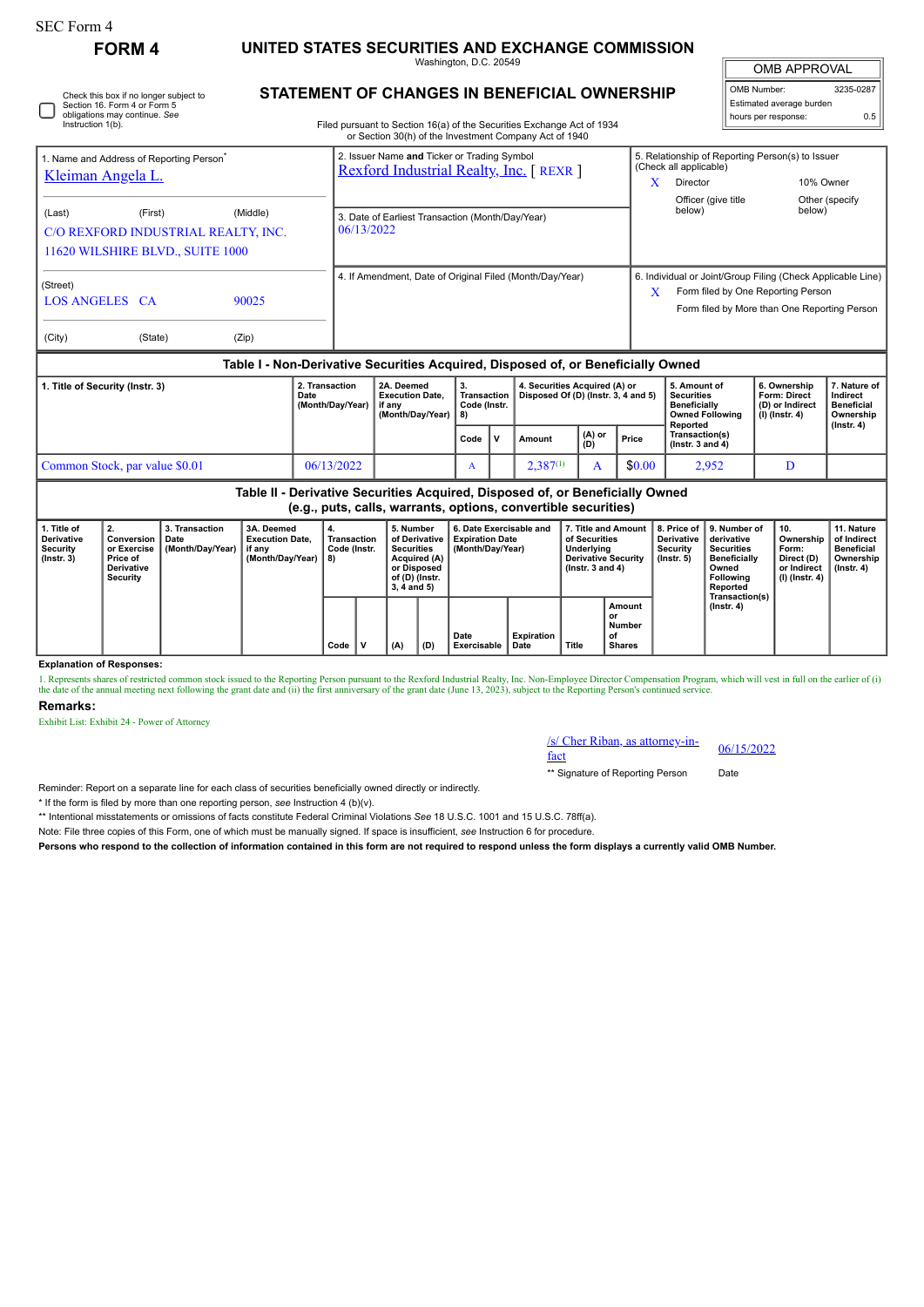SEC Form 4

**FORM 4**

# UNITED STATES SECURITIES AND EXCHANGE COMMISSION

Washington, D.C. 20549

## STATEMENT OF CHANGES IN BENEFICIAL OWNERSHIP

Filed pursuant to Section 16(a) of the Securities Exchange Act of 1934 or Section 30(h) of the Investment Company Act of 1940

| OMB APPROVAL | |
|---|---|
| OMB Number: | 3235-0287 |
| Estimated average burden hours per response: | 0.5 |

☐ Check this box if no longer subject to Section 16. Form 4 or Form 5 obligations may continue. *See* Instruction 1(b).

1. Name and Address of Reporting Person*
Kleiman Angela L.

(Last) (First) (Middle)
C/O REXFORD INDUSTRIAL REALTY, INC.
11620 WILSHIRE BLVD., SUITE 1000

(Street)
LOS ANGELES CA 90025

(City) (State) (Zip)

2. Issuer Name **and** Ticker or Trading Symbol
Rexford Industrial Realty, Inc. [ REXR ]

3. Date of Earliest Transaction (Month/Day/Year)
06/13/2022

4. If Amendment, Date of Original Filed (Month/Day/Year)

5. Relationship of Reporting Person(s) to Issuer (Check all applicable)
X Director
10% Owner
Officer (give title below)
Other (specify below)

6. Individual or Joint/Group Filing (Check Applicable Line)
X Form filed by One Reporting Person
Form filed by More than One Reporting Person

### Table I - Non-Derivative Securities Acquired, Disposed of, or Beneficially Owned

| 1. Title of Security (Instr. 3) | 2. Transaction Date (Month/Day/Year) | 2A. Deemed Execution Date, if any (Month/Day/Year) | 3. Transaction Code (Instr. 8) | | 4. Securities Acquired (A) or Disposed Of (D) (Instr. 3, 4 and 5) | | | 5. Amount of Securities Beneficially Owned Following Reported Transaction(s) (Instr. 3 and 4) | 6. Ownership Form: Direct (D) or Indirect (I) (Instr. 4) | 7. Nature of Indirect Beneficial Ownership (Instr. 4) |
|---|---|---|---|---|---|---|---|---|---|---|
| | | | Code | V | Amount | (A) or (D) | Price | | | |
| Common Stock, par value $0.01 | 06/13/2022 | | A | | 2,387[(1)] | A | $0.00 | 2,952 | D | |

### Table II - Derivative Securities Acquired, Disposed of, or Beneficially Owned (e.g., puts, calls, warrants, options, convertible securities)

| 1. Title of Derivative Security (Instr. 3) | 2. Conversion or Exercise Price of Derivative Security | 3. Transaction Date (Month/Day/Year) | 3A. Deemed Execution Date, if any (Month/Day/Year) | 4. Transaction Code (Instr. 8) | | 5. Number of Derivative Securities Acquired (A) or Disposed of (D) (Instr. 3, 4 and 5) | | 6. Date Exercisable and Expiration Date (Month/Day/Year) | | 7. Title and Amount of Securities Underlying Derivative Security (Instr. 3 and 4) | | 8. Price of Derivative Security (Instr. 5) | 9. Number of derivative Securities Beneficially Owned Following Reported Transaction(s) (Instr. 4) | 10. Ownership Form: Direct (D) or Indirect (I) (Instr. 4) | 11. Nature of Indirect Beneficial Ownership (Instr. 4) |
|---|---|---|---|---|---|---|---|---|---|---|---|---|---|---|---|
| | | | | Code | V | (A) | (D) | Date Exercisable | Expiration Date | Title | Amount or Number of Shares | | | | |

**Explanation of Responses:**

1. Represents shares of restricted common stock issued to the Reporting Person pursuant to the Rexford Industrial Realty, Inc. Non-Employee Director Compensation Program, which will vest in full on the earlier of (i) the date of the annual meeting next following the grant date and (ii) the first anniversary of the grant date (June 13, 2023), subject to the Reporting Person's continued service.

**Remarks:**

Exhibit List: Exhibit 24 - Power of Attorney

/s/ Cher Riban, as attorney-in-fact — 06/15/2022

** Signature of Reporting Person — Date

Reminder: Report on a separate line for each class of securities beneficially owned directly or indirectly.

* If the form is filed by more than one reporting person, *see* Instruction 4 (b)(v).

** Intentional misstatements or omissions of facts constitute Federal Criminal Violations *See* 18 U.S.C. 1001 and 15 U.S.C. 78ff(a).

Note: File three copies of this Form, one of which must be manually signed. If space is insufficient, *see* Instruction 6 for procedure.

**Persons who respond to the collection of information contained in this form are not required to respond unless the form displays a currently valid OMB Number.**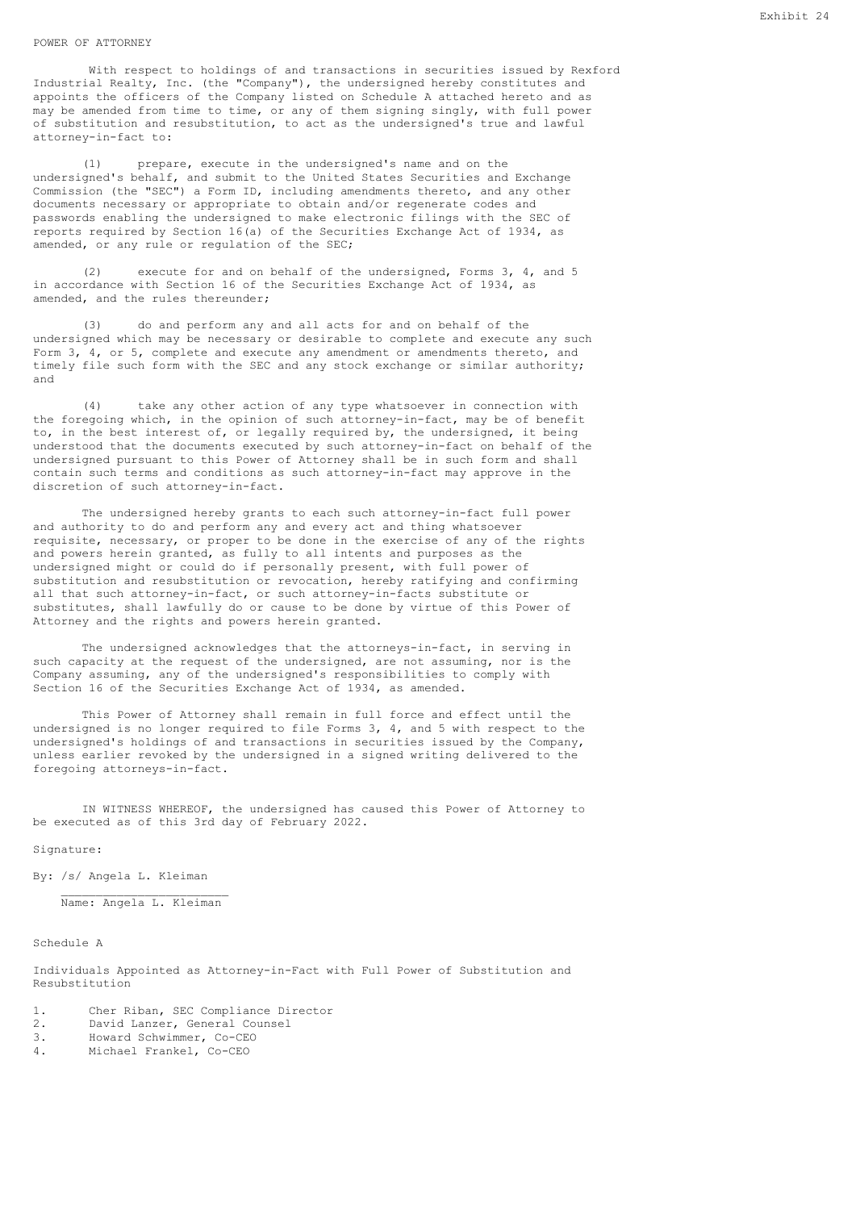Exhibit 24

POWER OF ATTORNEY

With respect to holdings of and transactions in securities issued by Rexford Industrial Realty, Inc. (the "Company"), the undersigned hereby constitutes and appoints the officers of the Company listed on Schedule A attached hereto and as may be amended from time to time, or any of them signing singly, with full power of substitution and resubstitution, to act as the undersigned's true and lawful attorney-in-fact to:

(1) prepare, execute in the undersigned's name and on the undersigned's behalf, and submit to the United States Securities and Exchange Commission (the "SEC") a Form ID, including amendments thereto, and any other documents necessary or appropriate to obtain and/or regenerate codes and passwords enabling the undersigned to make electronic filings with the SEC of reports required by Section 16(a) of the Securities Exchange Act of 1934, as amended, or any rule or regulation of the SEC;

(2) execute for and on behalf of the undersigned, Forms 3, 4, and 5 in accordance with Section 16 of the Securities Exchange Act of 1934, as amended, and the rules thereunder;

(3) do and perform any and all acts for and on behalf of the undersigned which may be necessary or desirable to complete and execute any such Form 3, 4, or 5, complete and execute any amendment or amendments thereto, and timely file such form with the SEC and any stock exchange or similar authority; and

(4) take any other action of any type whatsoever in connection with the foregoing which, in the opinion of such attorney-in-fact, may be of benefit to, in the best interest of, or legally required by, the undersigned, it being understood that the documents executed by such attorney-in-fact on behalf of the undersigned pursuant to this Power of Attorney shall be in such form and shall contain such terms and conditions as such attorney-in-fact may approve in the discretion of such attorney-in-fact.

The undersigned hereby grants to each such attorney-in-fact full power and authority to do and perform any and every act and thing whatsoever requisite, necessary, or proper to be done in the exercise of any of the rights and powers herein granted, as fully to all intents and purposes as the undersigned might or could do if personally present, with full power of substitution and resubstitution or revocation, hereby ratifying and confirming all that such attorney-in-fact, or such attorney-in-facts substitute or substitutes, shall lawfully do or cause to be done by virtue of this Power of Attorney and the rights and powers herein granted.

The undersigned acknowledges that the attorneys-in-fact, in serving in such capacity at the request of the undersigned, are not assuming, nor is the Company assuming, any of the undersigned's responsibilities to comply with Section 16 of the Securities Exchange Act of 1934, as amended.

This Power of Attorney shall remain in full force and effect until the undersigned is no longer required to file Forms 3, 4, and 5 with respect to the undersigned's holdings of and transactions in securities issued by the Company, unless earlier revoked by the undersigned in a signed writing delivered to the foregoing attorneys-in-fact.

IN WITNESS WHEREOF, the undersigned has caused this Power of Attorney to be executed as of this 3rd day of February 2022.

Signature:

By: /s/ Angela L. Kleiman

Name: Angela L. Kleiman

Schedule A

Individuals Appointed as Attorney-in-Fact with Full Power of Substitution and Resubstitution

1. Cher Riban, SEC Compliance Director
2. David Lanzer, General Counsel
3. Howard Schwimmer, Co-CEO
4. Michael Frankel, Co-CEO